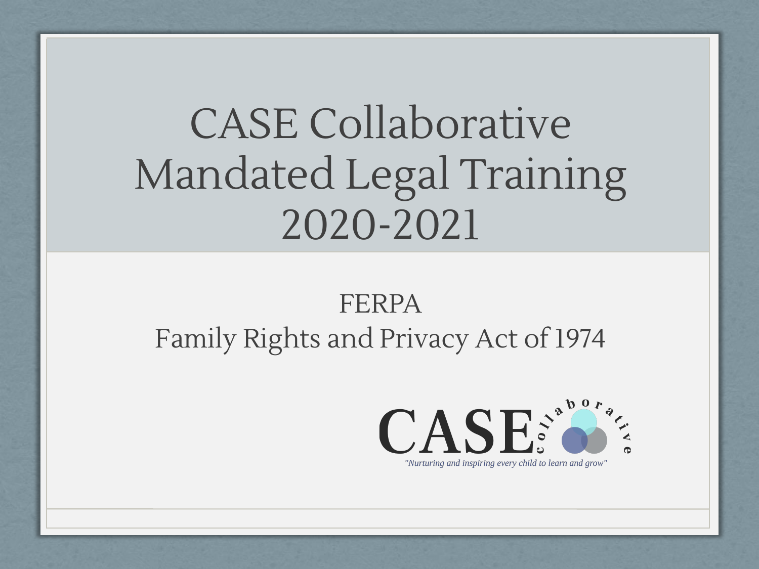# CASE Collaborative Mandated Legal Training 2020-2021

## FERPA
## Family Rights and Privacy Act of 1974

CASE collaborative

*"Nurturing and inspiring every child to learn and grow"*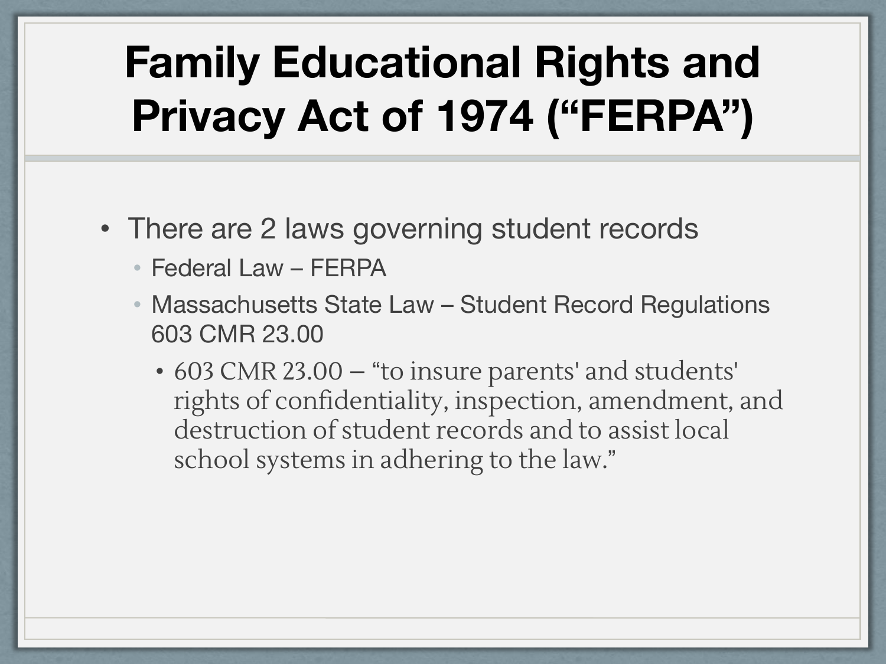# Family Educational Rights and Privacy Act of 1974 (“FERPA”)

- There are 2 laws governing student records
  - Federal Law – FERPA
  - Massachusetts State Law – Student Record Regulations 603 CMR 23.00
    - 603 CMR 23.00 – “to insure parents' and students' rights of confidentiality, inspection, amendment, and destruction of student records and to assist local school systems in adhering to the law.”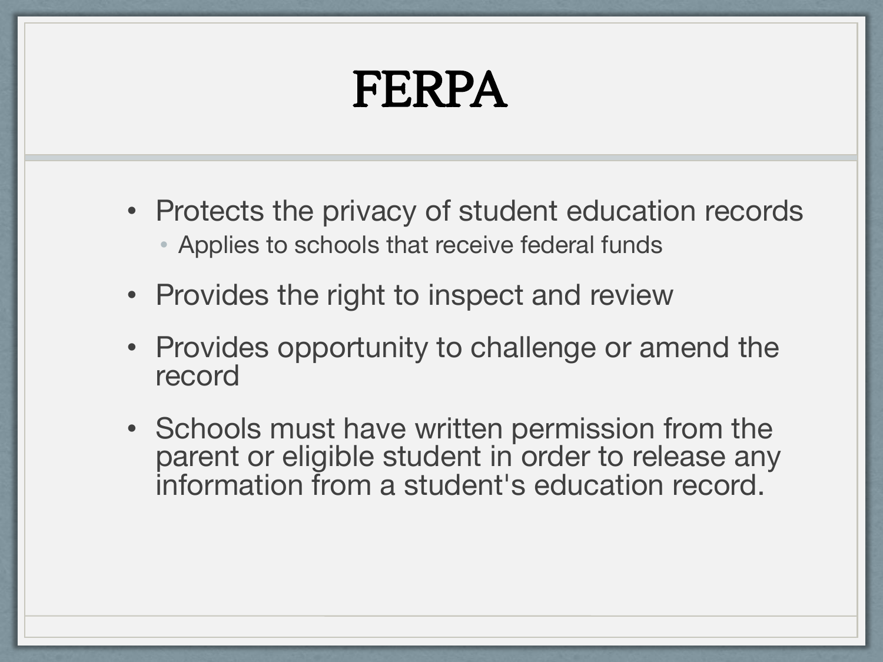# FERPA

- Protects the privacy of student education records
  - Applies to schools that receive federal funds
- Provides the right to inspect and review
- Provides opportunity to challenge or amend the record
- Schools must have written permission from the parent or eligible student in order to release any information from a student's education record.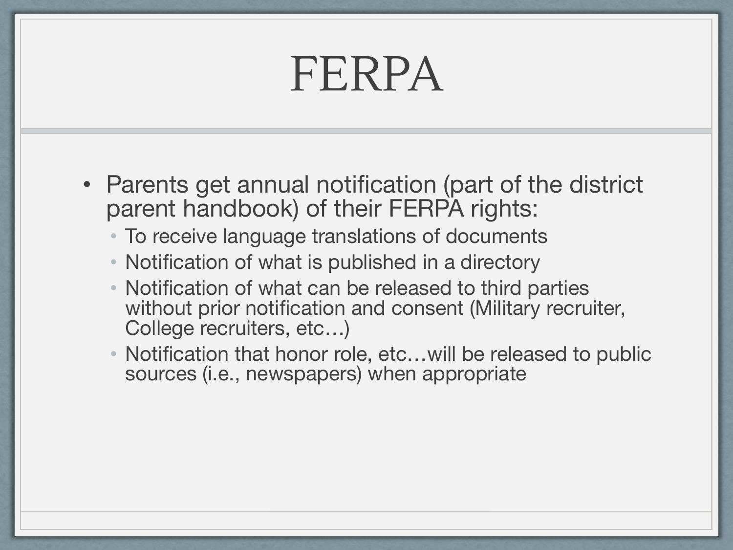# FERPA

- Parents get annual notification (part of the district parent handbook) of their FERPA rights:
  - To receive language translations of documents
  - Notification of what is published in a directory
  - Notification of what can be released to third parties without prior notification and consent (Military recruiter, College recruiters, etc…)
  - Notification that honor role, etc…will be released to public sources (i.e., newspapers) when appropriate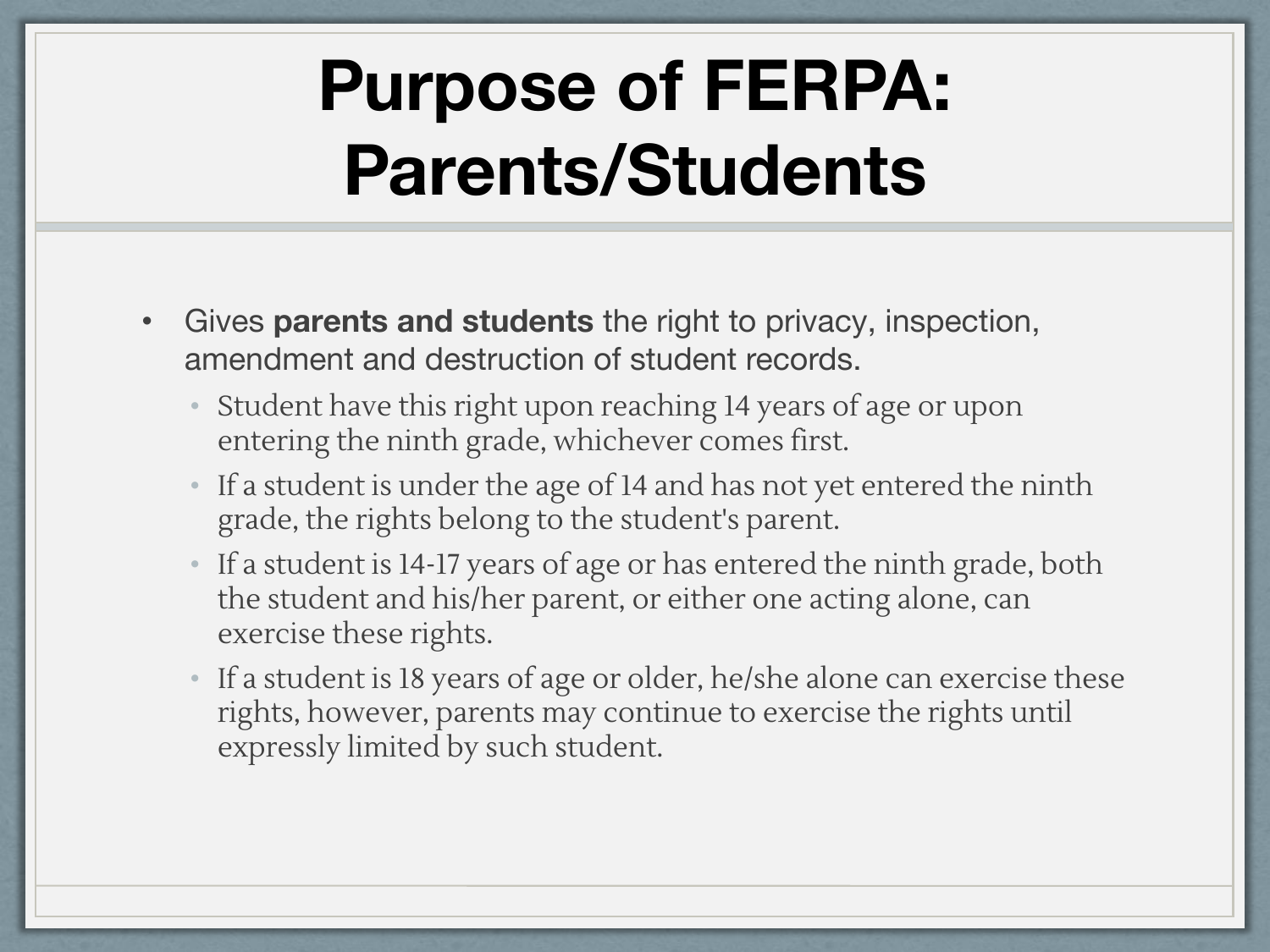# Purpose of FERPA: Parents/Students

- Gives **parents and students** the right to privacy, inspection, amendment and destruction of student records.
  - Student have this right upon reaching 14 years of age or upon entering the ninth grade, whichever comes first.
  - If a student is under the age of 14 and has not yet entered the ninth grade, the rights belong to the student's parent.
  - If a student is 14-17 years of age or has entered the ninth grade, both the student and his/her parent, or either one acting alone, can exercise these rights.
  - If a student is 18 years of age or older, he/she alone can exercise these rights, however, parents may continue to exercise the rights until expressly limited by such student.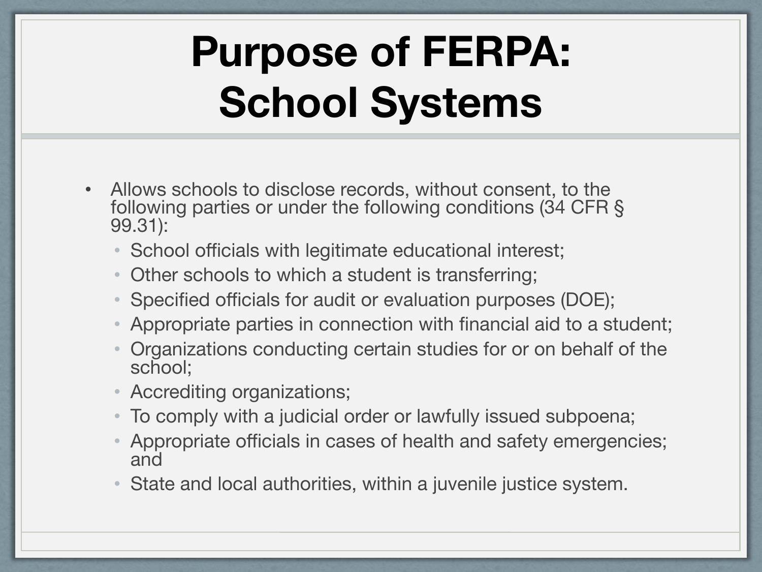# Purpose of FERPA: School Systems

- Allows schools to disclose records, without consent, to the following parties or under the following conditions (34 CFR § 99.31):
  - School officials with legitimate educational interest;
  - Other schools to which a student is transferring;
  - Specified officials for audit or evaluation purposes (DOE);
  - Appropriate parties in connection with financial aid to a student;
  - Organizations conducting certain studies for or on behalf of the school;
  - Accrediting organizations;
  - To comply with a judicial order or lawfully issued subpoena;
  - Appropriate officials in cases of health and safety emergencies; and
  - State and local authorities, within a juvenile justice system.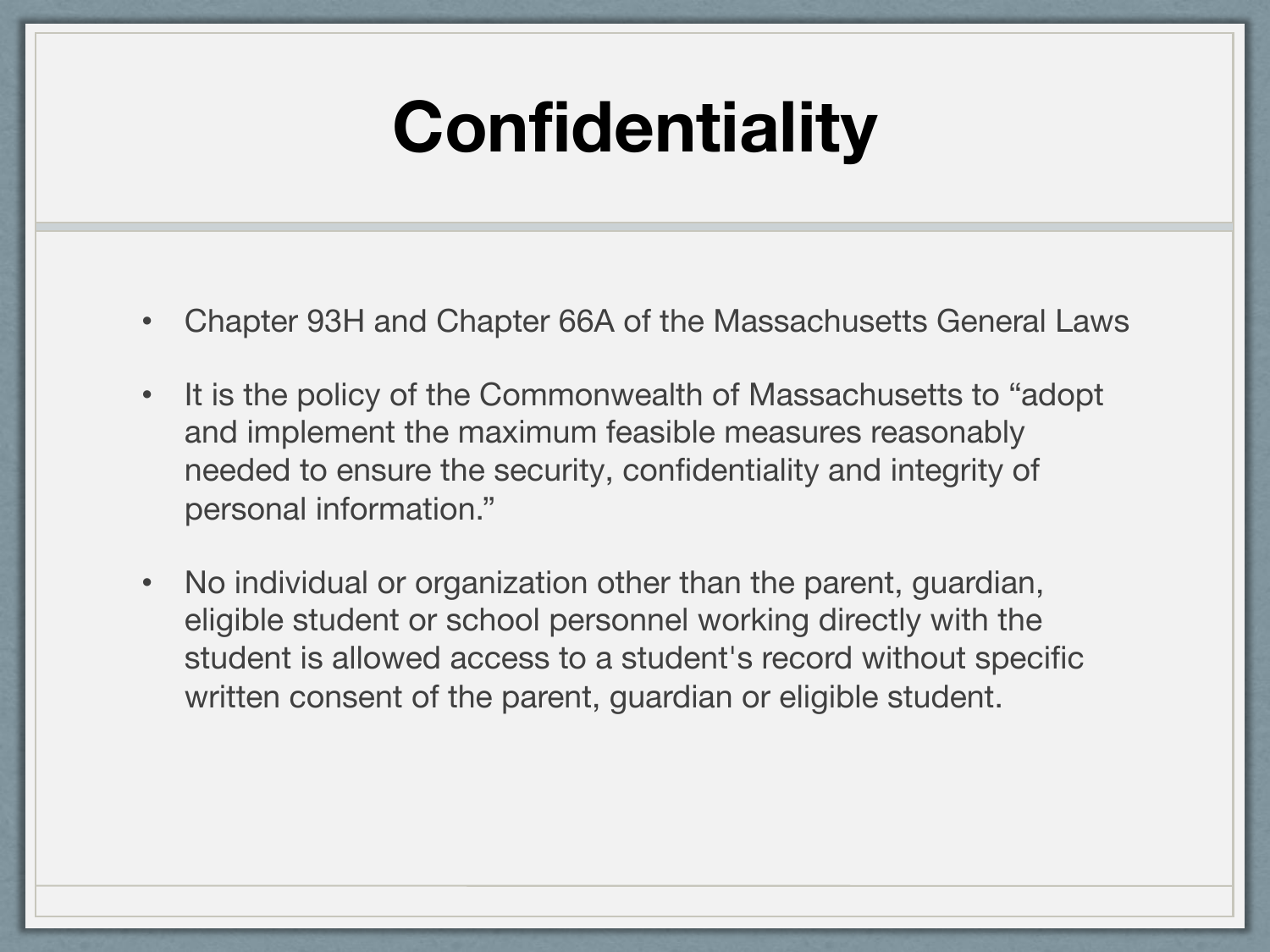# Confidentiality

- Chapter 93H and Chapter 66A of the Massachusetts General Laws
- It is the policy of the Commonwealth of Massachusetts to “adopt and implement the maximum feasible measures reasonably needed to ensure the security, confidentiality and integrity of personal information.”
- No individual or organization other than the parent, guardian, eligible student or school personnel working directly with the student is allowed access to a student's record without specific written consent of the parent, guardian or eligible student.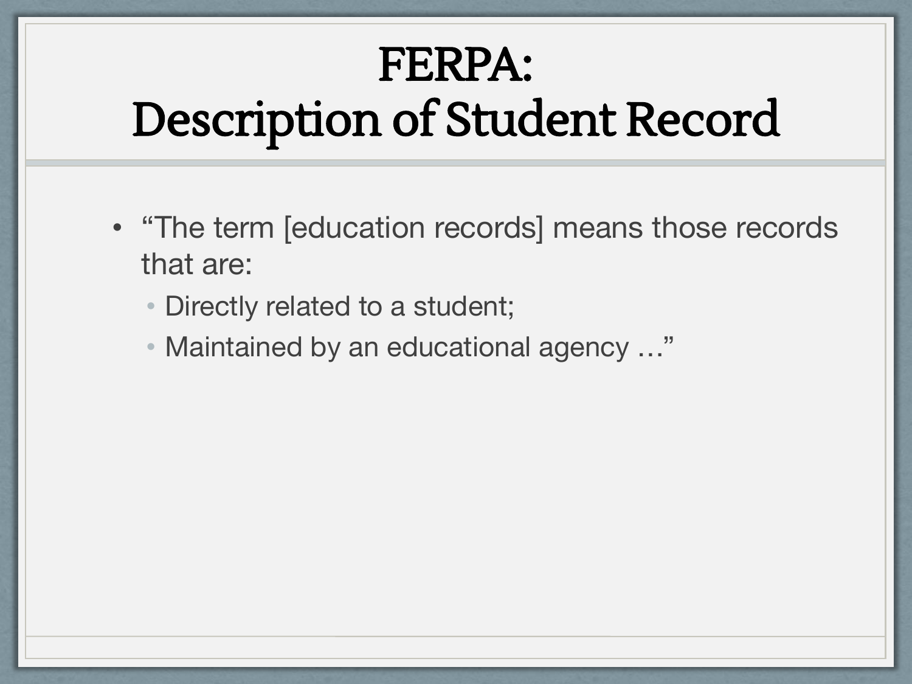# FERPA: Description of Student Record

- "The term [education records] means those records that are:
  - Directly related to a student;
  - Maintained by an educational agency …"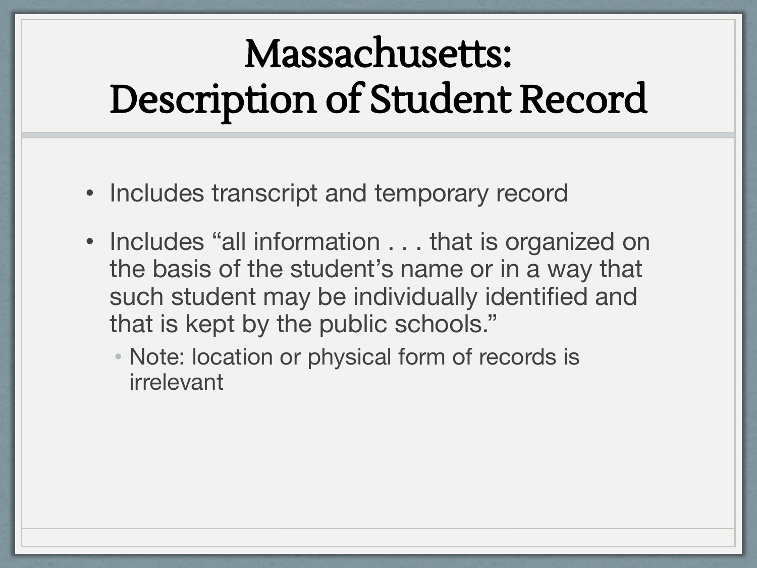# Massachusetts: Description of Student Record

- Includes transcript and temporary record
- Includes “all information . . . that is organized on the basis of the student’s name or in a way that such student may be individually identified and that is kept by the public schools.”
  - Note: location or physical form of records is irrelevant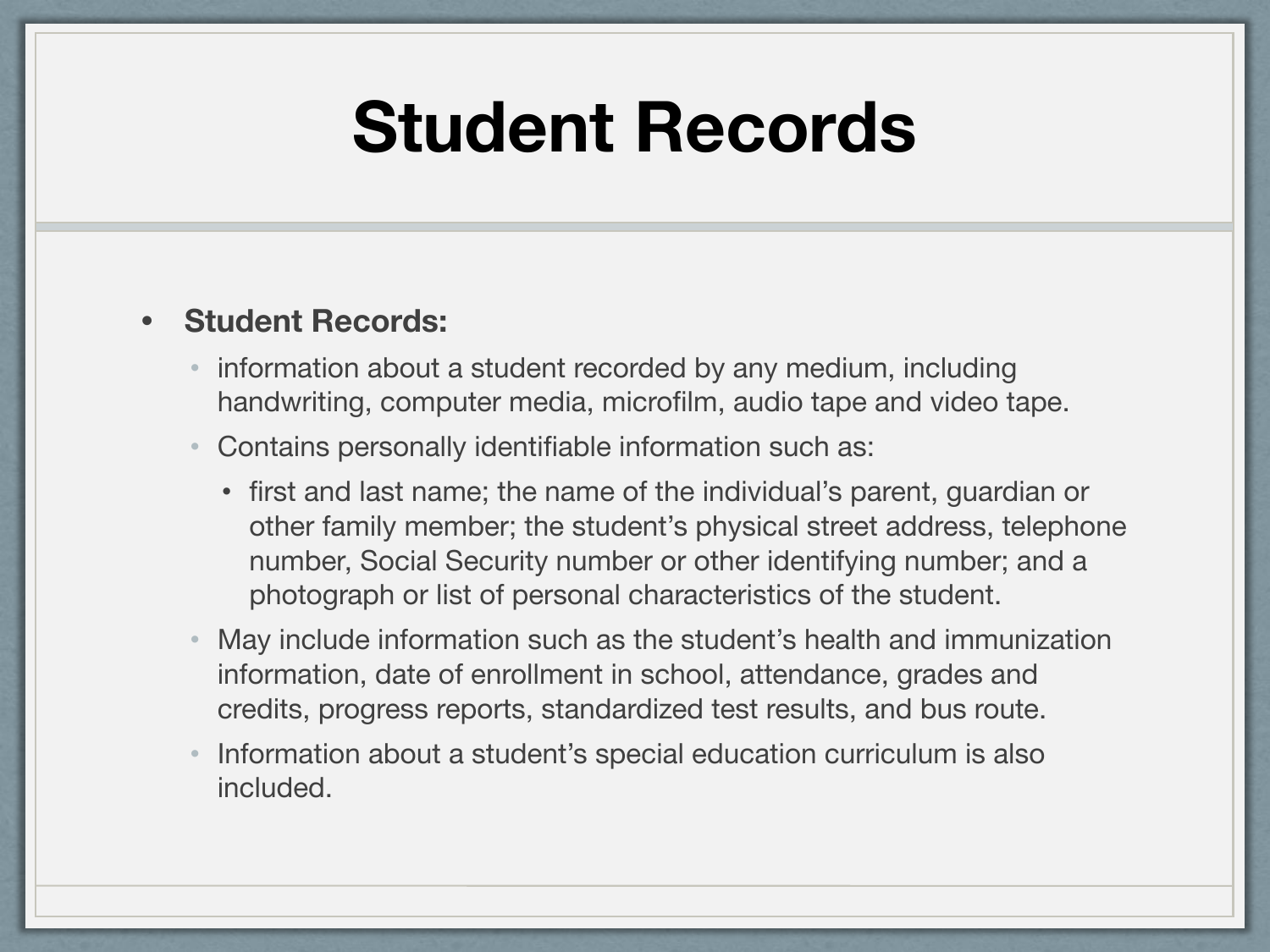# Student Records

- **Student Records:**
  - information about a student recorded by any medium, including handwriting, computer media, microfilm, audio tape and video tape.
  - Contains personally identifiable information such as:
    - first and last name; the name of the individual's parent, guardian or other family member; the student's physical street address, telephone number, Social Security number or other identifying number; and a photograph or list of personal characteristics of the student.
  - May include information such as the student's health and immunization information, date of enrollment in school, attendance, grades and credits, progress reports, standardized test results, and bus route.
  - Information about a student's special education curriculum is also included.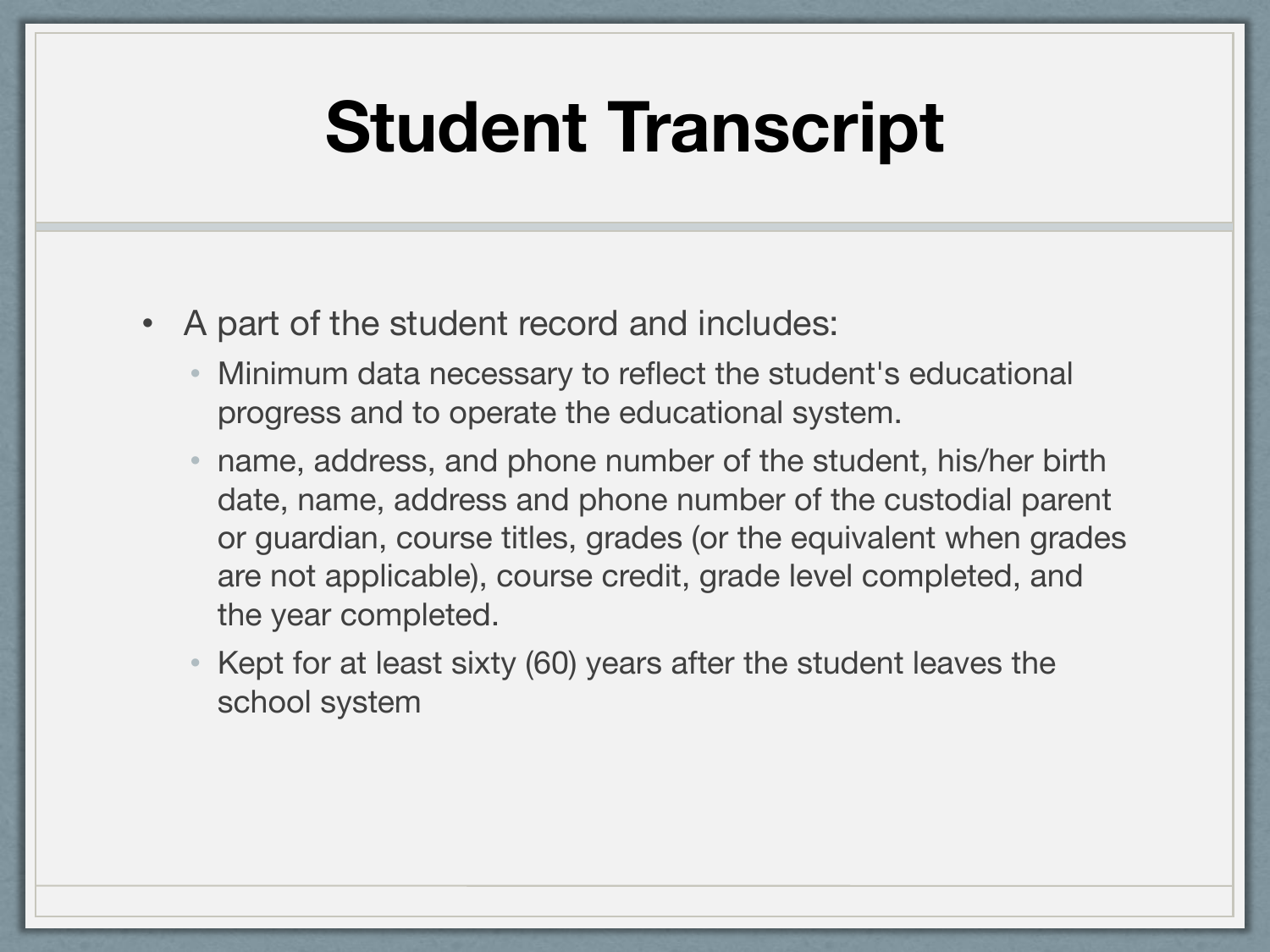# Student Transcript

- A part of the student record and includes:
  - Minimum data necessary to reflect the student's educational progress and to operate the educational system.
  - name, address, and phone number of the student, his/her birth date, name, address and phone number of the custodial parent or guardian, course titles, grades (or the equivalent when grades are not applicable), course credit, grade level completed, and the year completed.
  - Kept for at least sixty (60) years after the student leaves the school system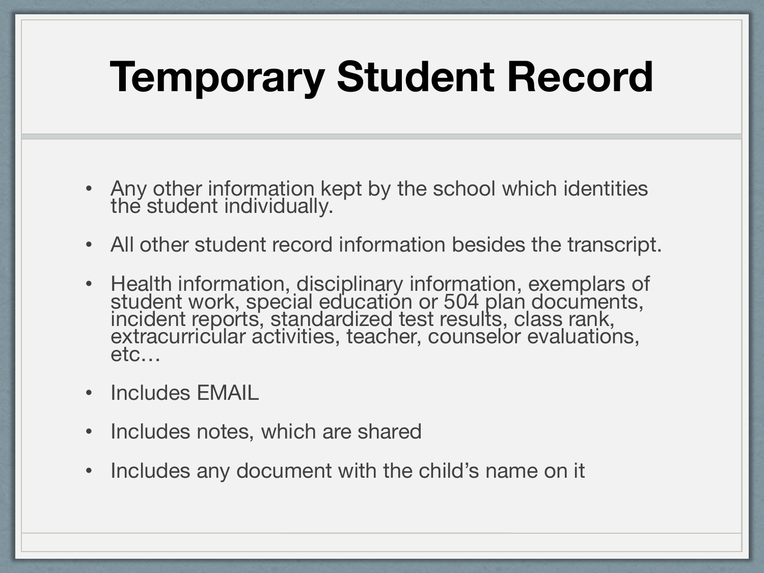# Temporary Student Record

- Any other information kept by the school which identities the student individually.
- All other student record information besides the transcript.
- Health information, disciplinary information, exemplars of student work, special education or 504 plan documents, incident reports, standardized test results, class rank, extracurricular activities, teacher, counselor evaluations, etc…
- Includes EMAIL
- Includes notes, which are shared
- Includes any document with the child's name on it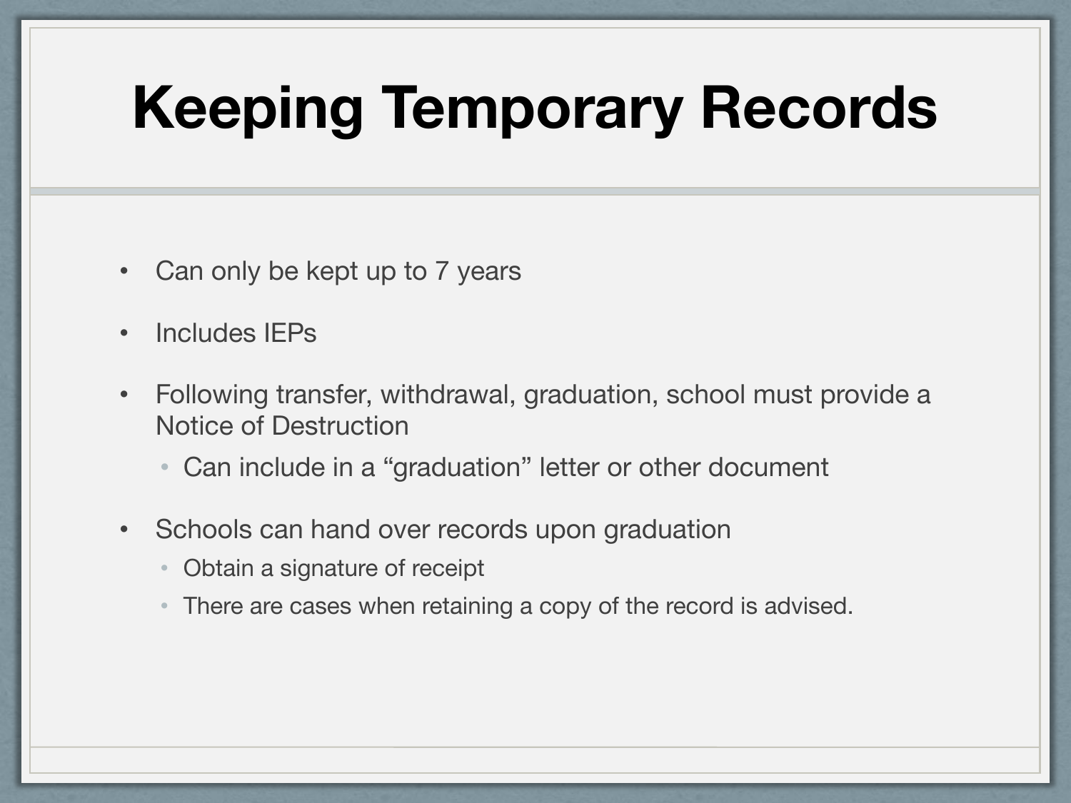# Keeping Temporary Records

- Can only be kept up to 7 years
- Includes IEPs
- Following transfer, withdrawal, graduation, school must provide a Notice of Destruction
  - Can include in a "graduation" letter or other document
- Schools can hand over records upon graduation
  - Obtain a signature of receipt
  - There are cases when retaining a copy of the record is advised.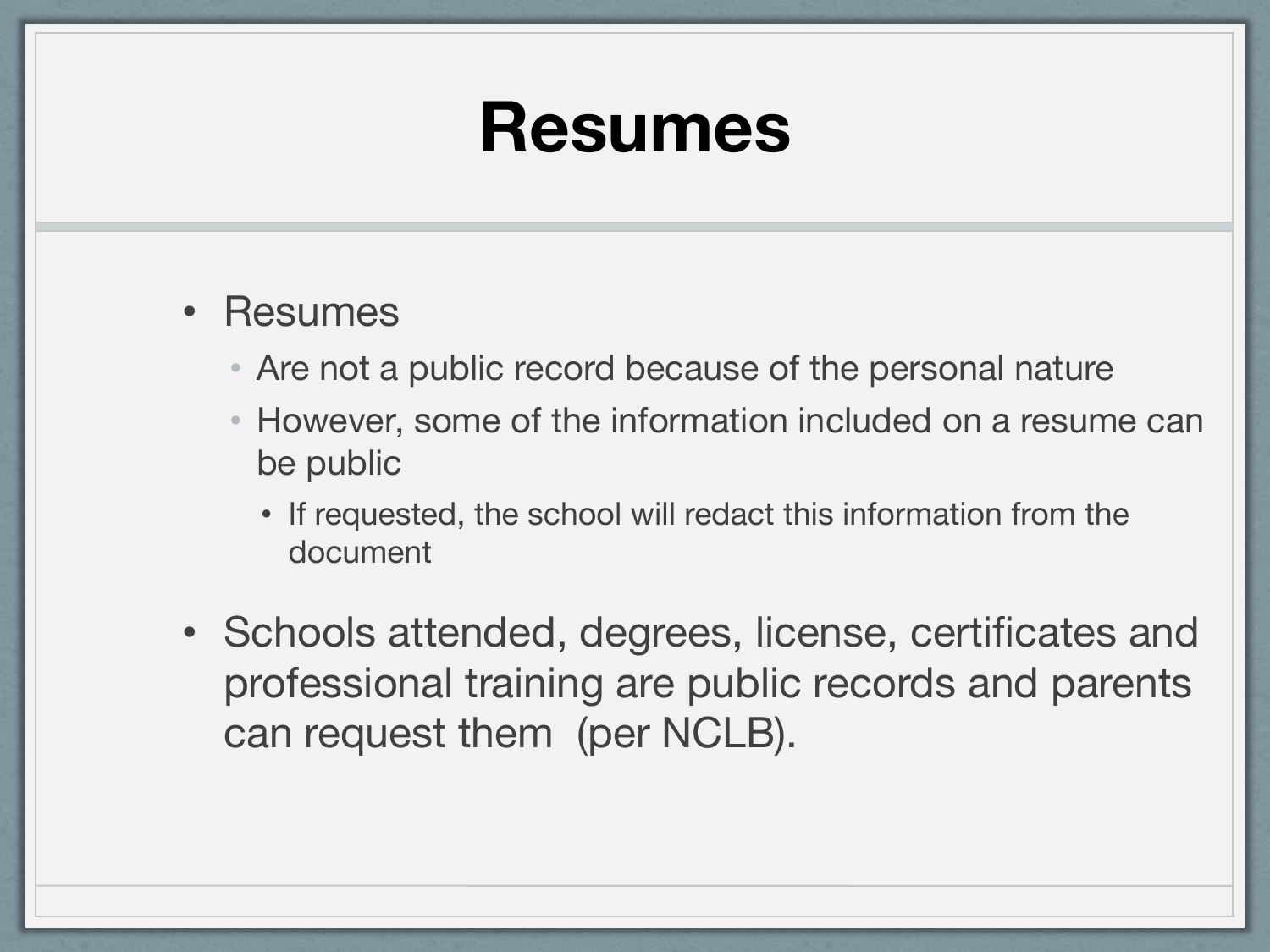# Resumes

- Resumes
  - Are not a public record because of the personal nature
  - However, some of the information included on a resume can be public
    - If requested, the school will redact this information from the document
- Schools attended, degrees, license, certificates and professional training are public records and parents can request them  (per NCLB).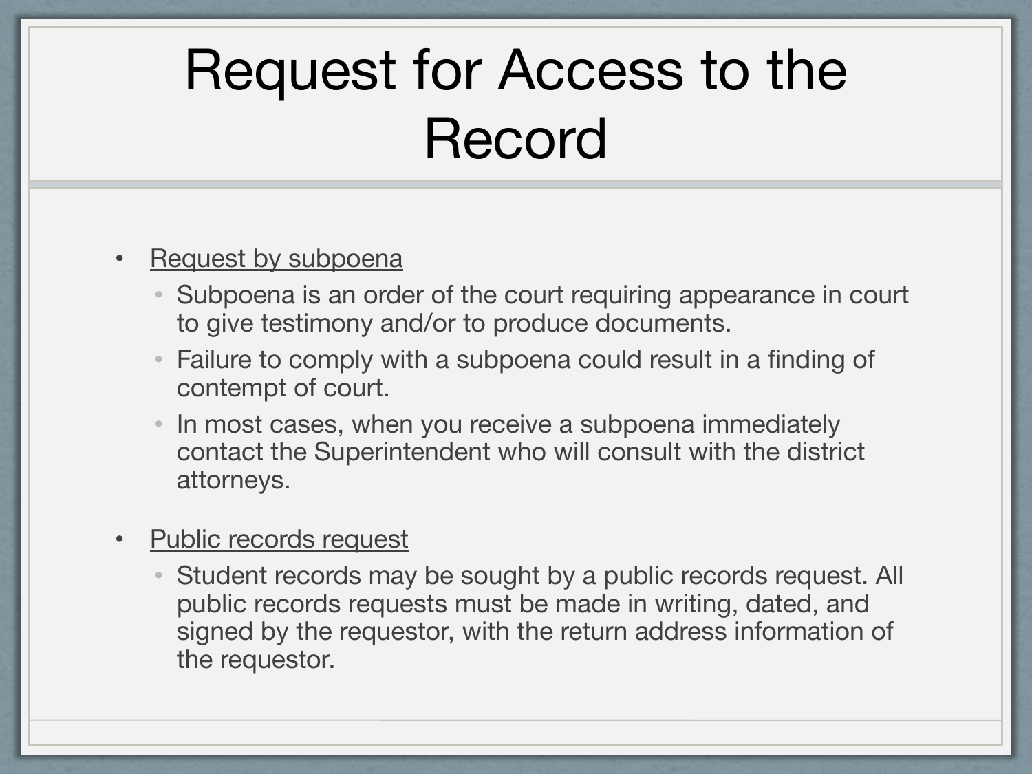# Request for Access to the Record

- Request by subpoena
  - Subpoena is an order of the court requiring appearance in court to give testimony and/or to produce documents.
  - Failure to comply with a subpoena could result in a finding of contempt of court.
  - In most cases, when you receive a subpoena immediately contact the Superintendent who will consult with the district attorneys.
- Public records request
  - Student records may be sought by a public records request. All public records requests must be made in writing, dated, and signed by the requestor, with the return address information of the requestor.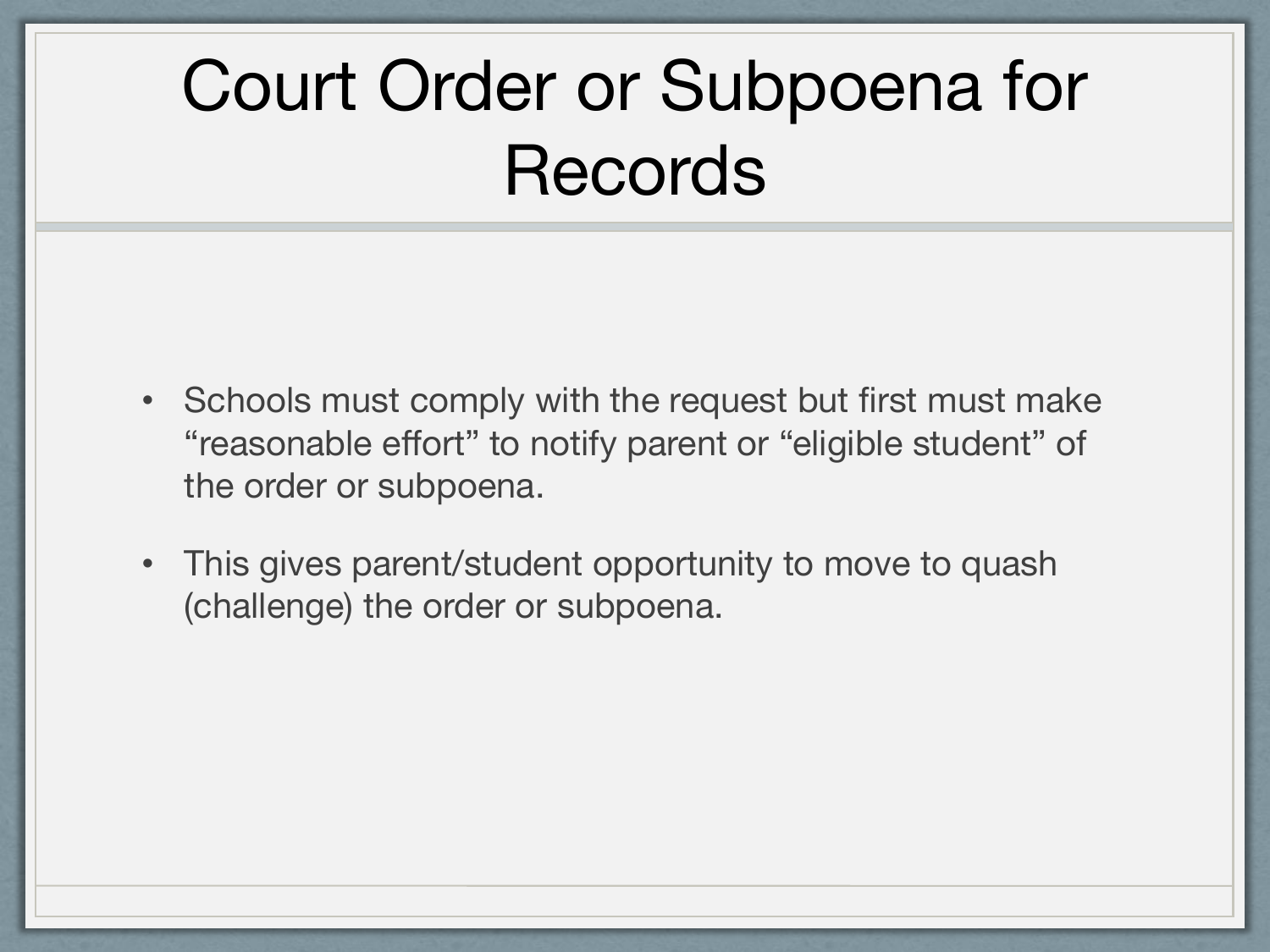# Court Order or Subpoena for Records

- Schools must comply with the request but first must make "reasonable effort" to notify parent or "eligible student" of the order or subpoena.
- This gives parent/student opportunity to move to quash (challenge) the order or subpoena.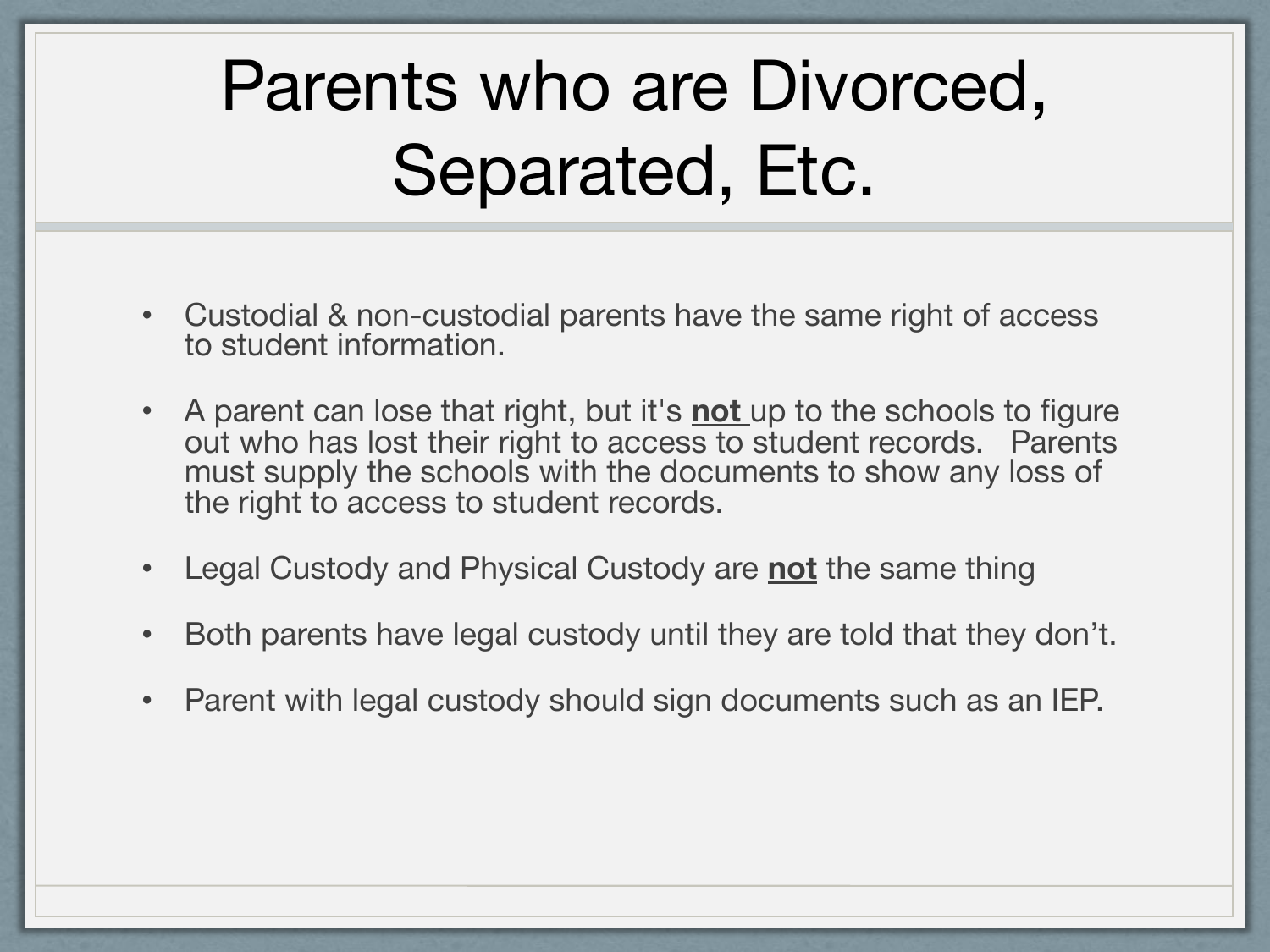# Parents who are Divorced, Separated, Etc.

- Custodial & non-custodial parents have the same right of access to student information.
- A parent can lose that right, but it's **not** up to the schools to figure out who has lost their right to access to student records. Parents must supply the schools with the documents to show any loss of the right to access to student records.
- Legal Custody and Physical Custody are **not** the same thing
- Both parents have legal custody until they are told that they don't.
- Parent with legal custody should sign documents such as an IEP.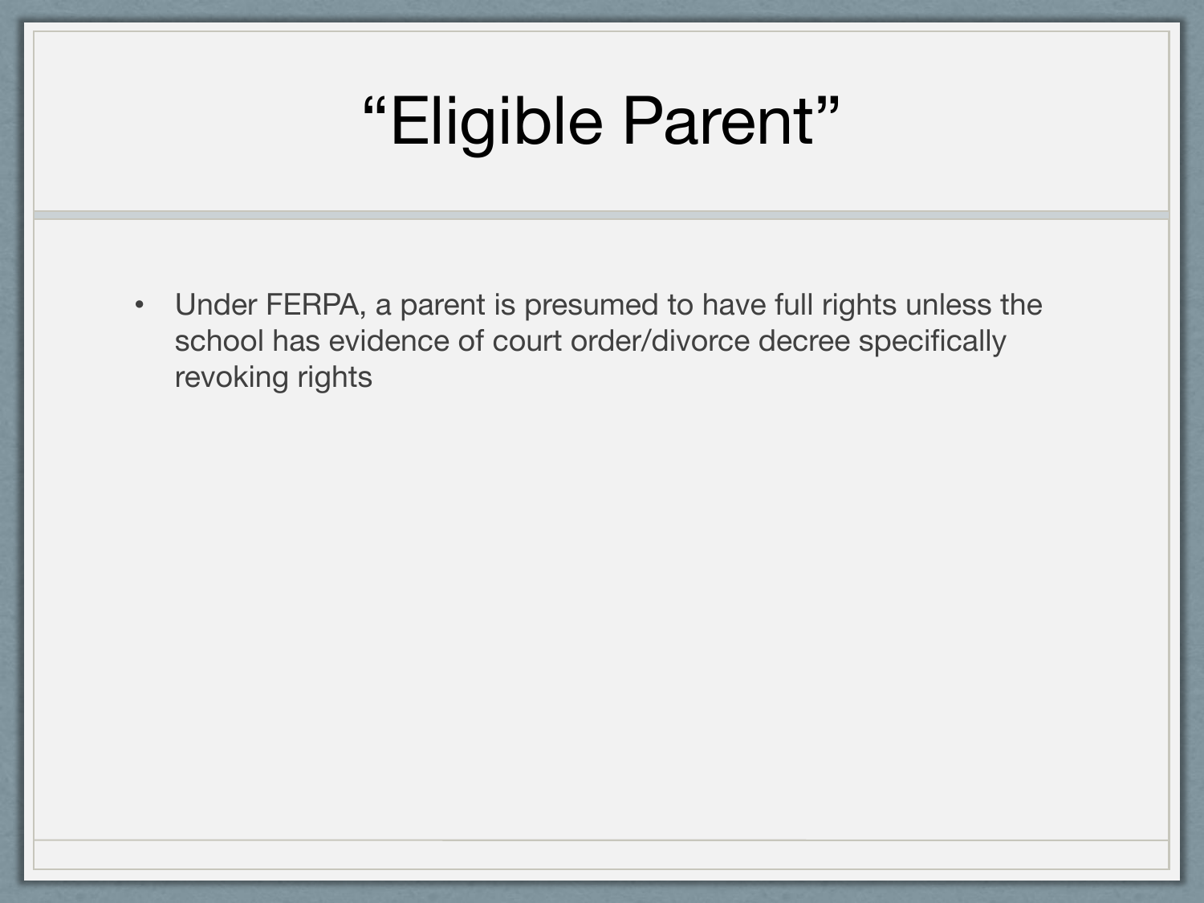# “Eligible Parent”

- Under FERPA, a parent is presumed to have full rights unless the school has evidence of court order/divorce decree specifically revoking rights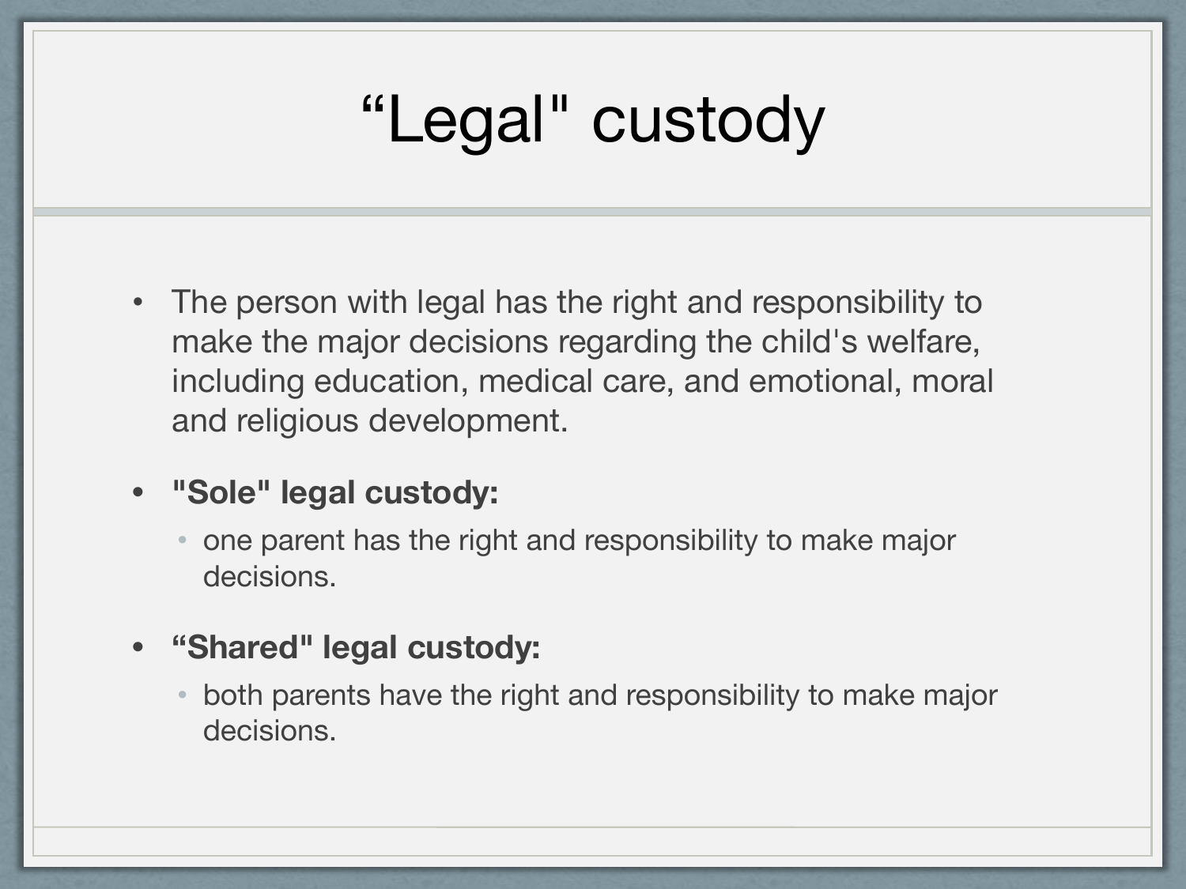# “Legal" custody

- The person with legal has the right and responsibility to make the major decisions regarding the child's welfare, including education, medical care, and emotional, moral and religious development.
- **"Sole" legal custody:**
  - one parent has the right and responsibility to make major decisions.
- **“Shared" legal custody:**
  - both parents have the right and responsibility to make major decisions.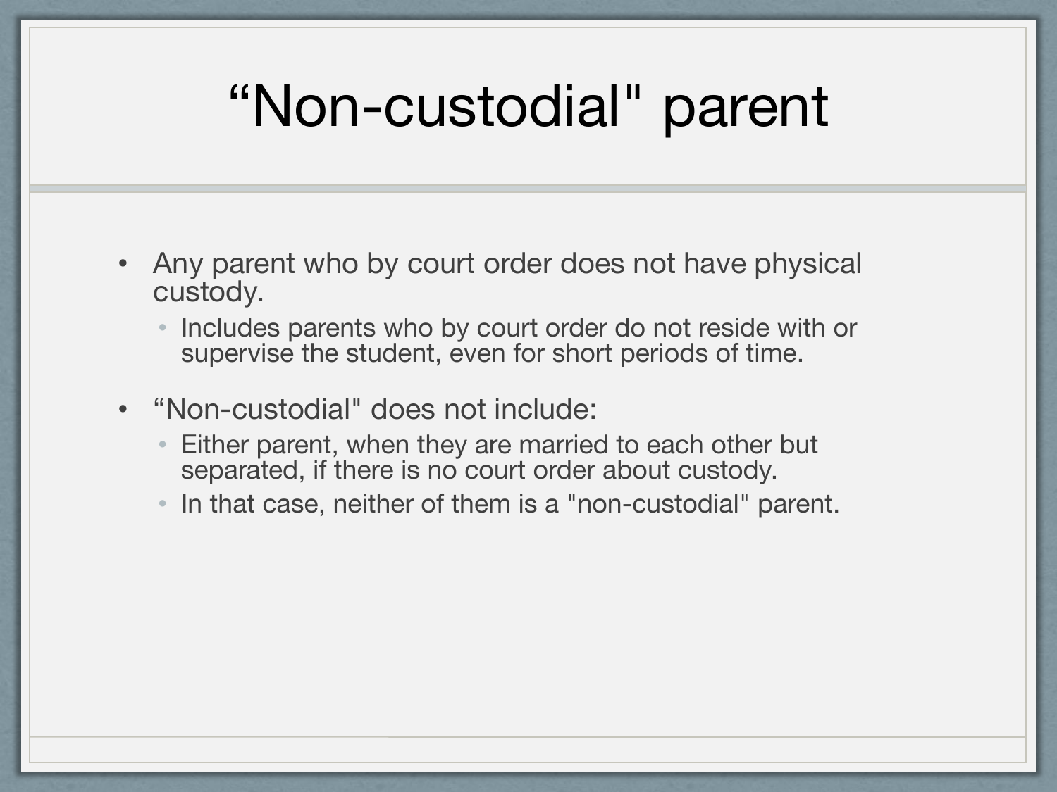# “Non-custodial" parent

- Any parent who by court order does not have physical custody.
  - Includes parents who by court order do not reside with or supervise the student, even for short periods of time.
- “Non-custodial" does not include:
  - Either parent, when they are married to each other but separated, if there is no court order about custody.
  - In that case, neither of them is a "non-custodial" parent.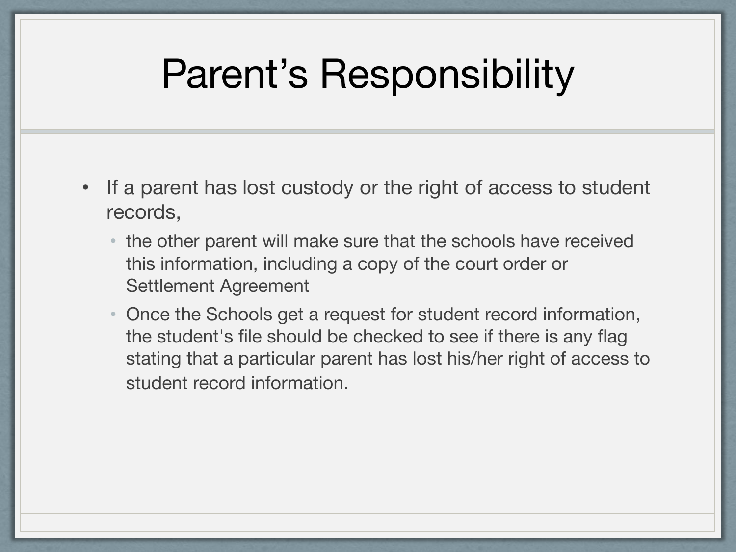# Parent’s Responsibility

- If a parent has lost custody or the right of access to student records,
  - the other parent will make sure that the schools have received this information, including a copy of the court order or Settlement Agreement
  - Once the Schools get a request for student record information, the student's file should be checked to see if there is any flag stating that a particular parent has lost his/her right of access to student record information.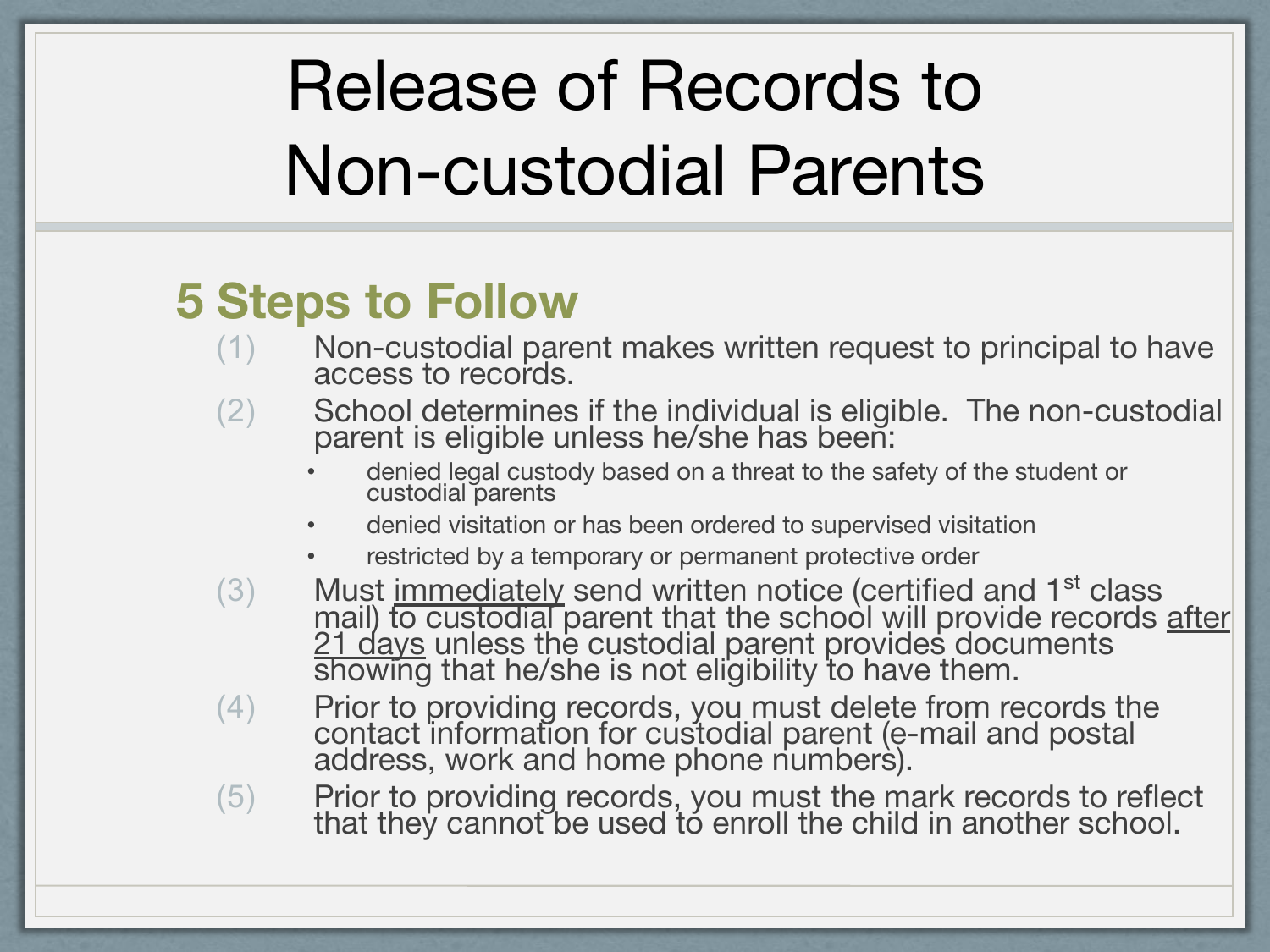# Release of Records to Non-custodial Parents

## 5 Steps to Follow

(1) Non-custodial parent makes written request to principal to have access to records.

(2) School determines if the individual is eligible. The non-custodial parent is eligible unless he/she has been:

- denied legal custody based on a threat to the safety of the student or custodial parents
- denied visitation or has been ordered to supervised visitation
- restricted by a temporary or permanent protective order

(3) Must immediately send written notice (certified and 1st class mail) to custodial parent that the school will provide records after 21 days unless the custodial parent provides documents showing that he/she is not eligibility to have them.

(4) Prior to providing records, you must delete from records the contact information for custodial parent (e-mail and postal address, work and home phone numbers).

(5) Prior to providing records, you must the mark records to reflect that they cannot be used to enroll the child in another school.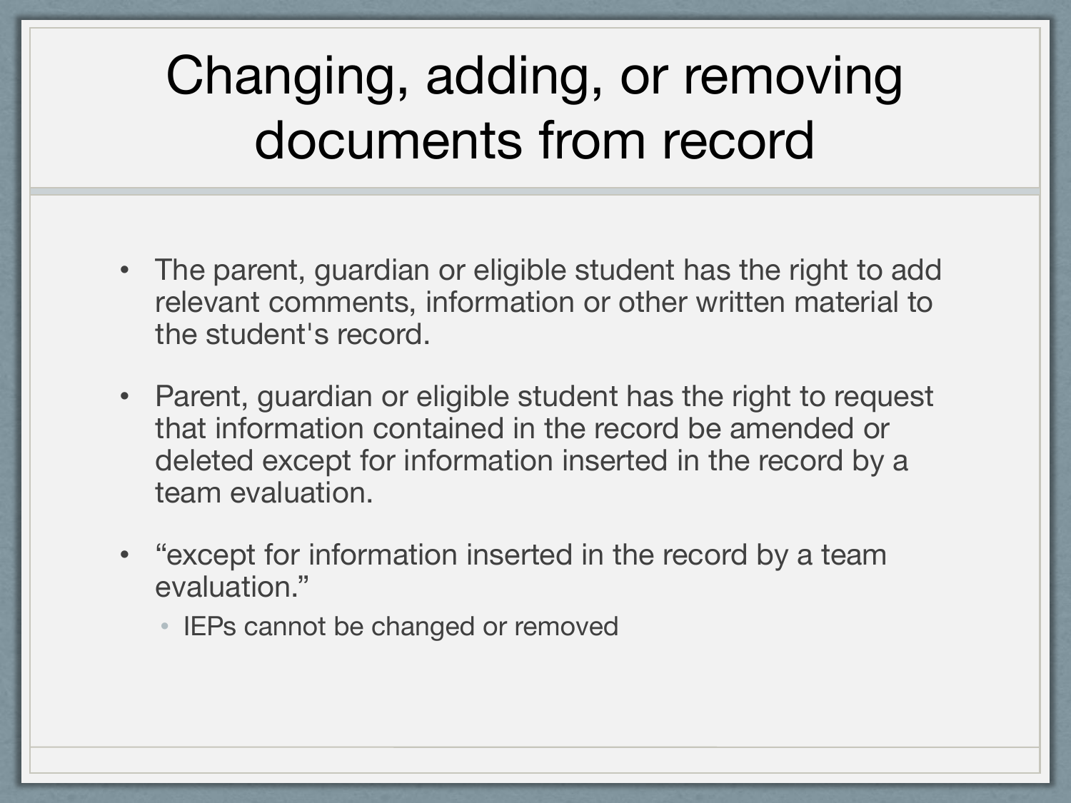# Changing, adding, or removing documents from record

- The parent, guardian or eligible student has the right to add relevant comments, information or other written material to the student's record.
- Parent, guardian or eligible student has the right to request that information contained in the record be amended or deleted except for information inserted in the record by a team evaluation.
- “except for information inserted in the record by a team evaluation.”
  - IEPs cannot be changed or removed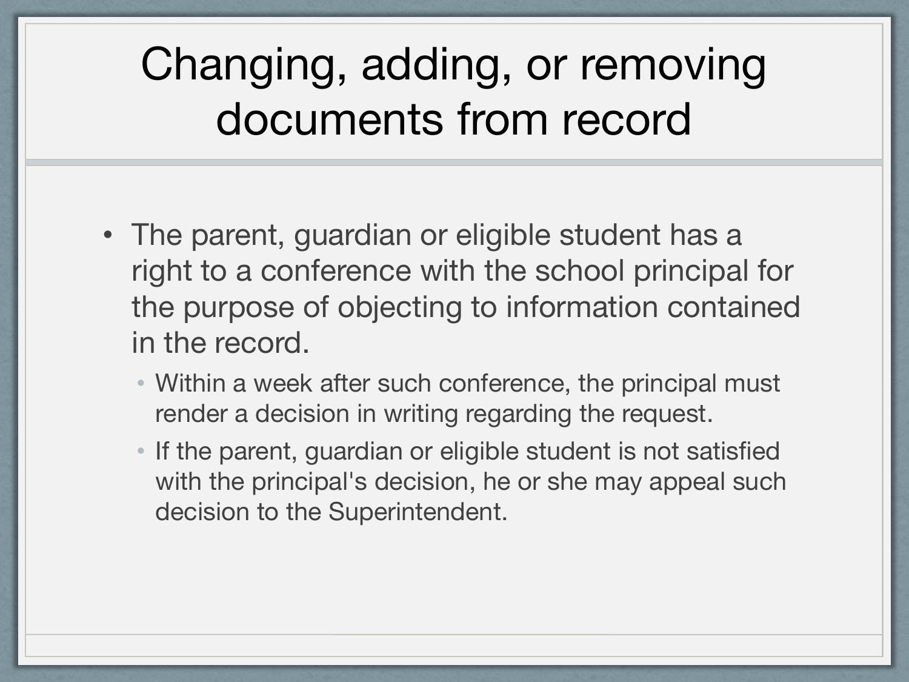# Changing, adding, or removing documents from record

- The parent, guardian or eligible student has a right to a conference with the school principal for the purpose of objecting to information contained in the record.
  - Within a week after such conference, the principal must render a decision in writing regarding the request.
  - If the parent, guardian or eligible student is not satisfied with the principal's decision, he or she may appeal such decision to the Superintendent.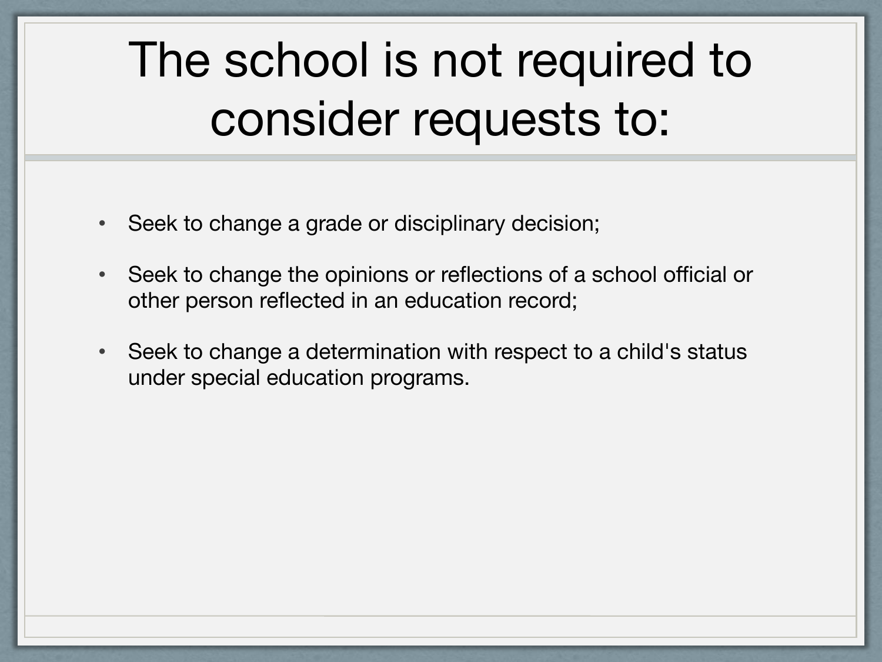# The school is not required to consider requests to:

- Seek to change a grade or disciplinary decision;
- Seek to change the opinions or reflections of a school official or other person reflected in an education record;
- Seek to change a determination with respect to a child's status under special education programs.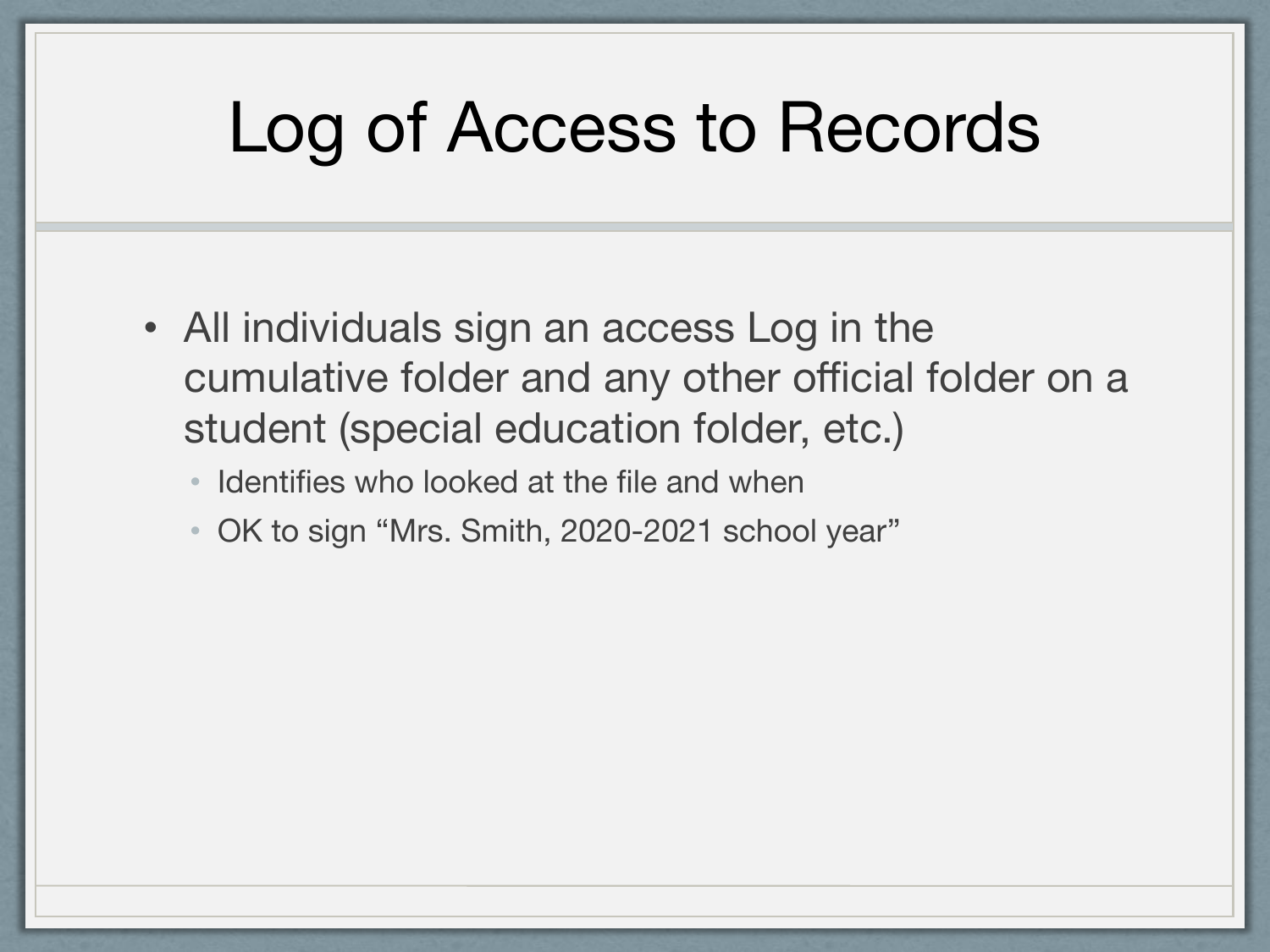# Log of Access to Records

- All individuals sign an access Log in the cumulative folder and any other official folder on a student (special education folder, etc.)
  - Identifies who looked at the file and when
  - OK to sign "Mrs. Smith, 2020-2021 school year"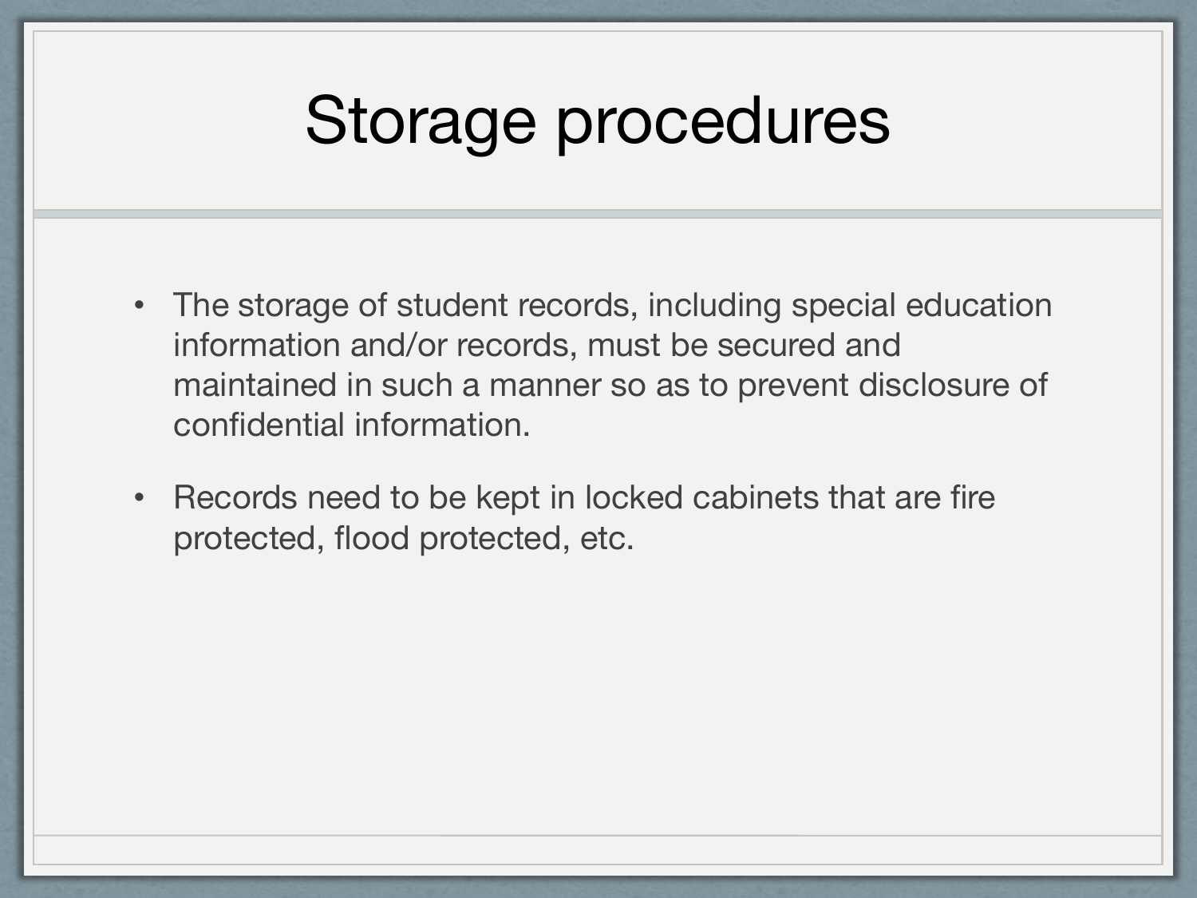# Storage procedures

- The storage of student records, including special education information and/or records, must be secured and maintained in such a manner so as to prevent disclosure of confidential information.
- Records need to be kept in locked cabinets that are fire protected, flood protected, etc.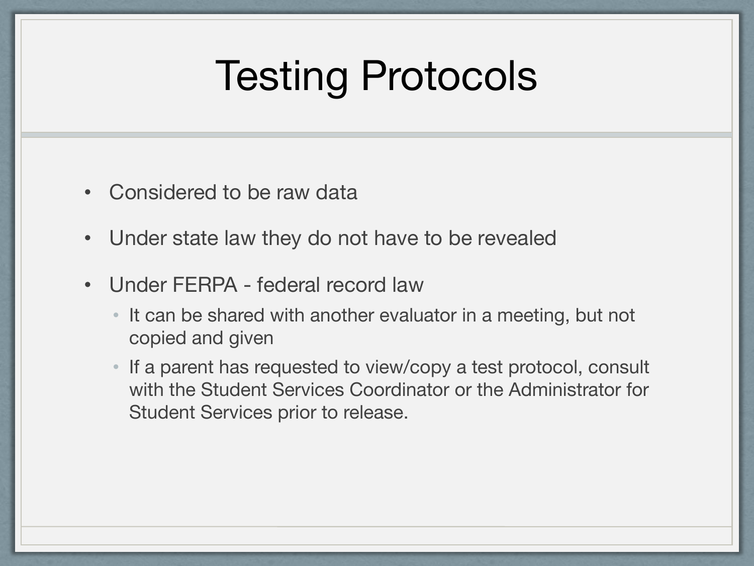# Testing Protocols

- Considered to be raw data
- Under state law they do not have to be revealed
- Under FERPA - federal record law
  - It can be shared with another evaluator in a meeting, but not copied and given
  - If a parent has requested to view/copy a test protocol, consult with the Student Services Coordinator or the Administrator for Student Services prior to release.